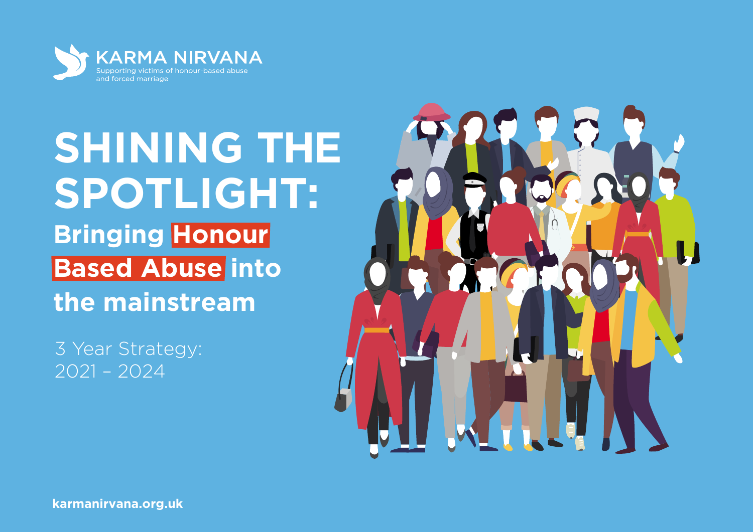KARMA NIRVANA

Supporting victims of honour-based abuse and forced marriage

# SHINING THE SPOTLIGHT:

## Bringing Honour Based Abuse into the mainstream

3 Year Strategy:
2021 – 2024

karmanirvana.org.uk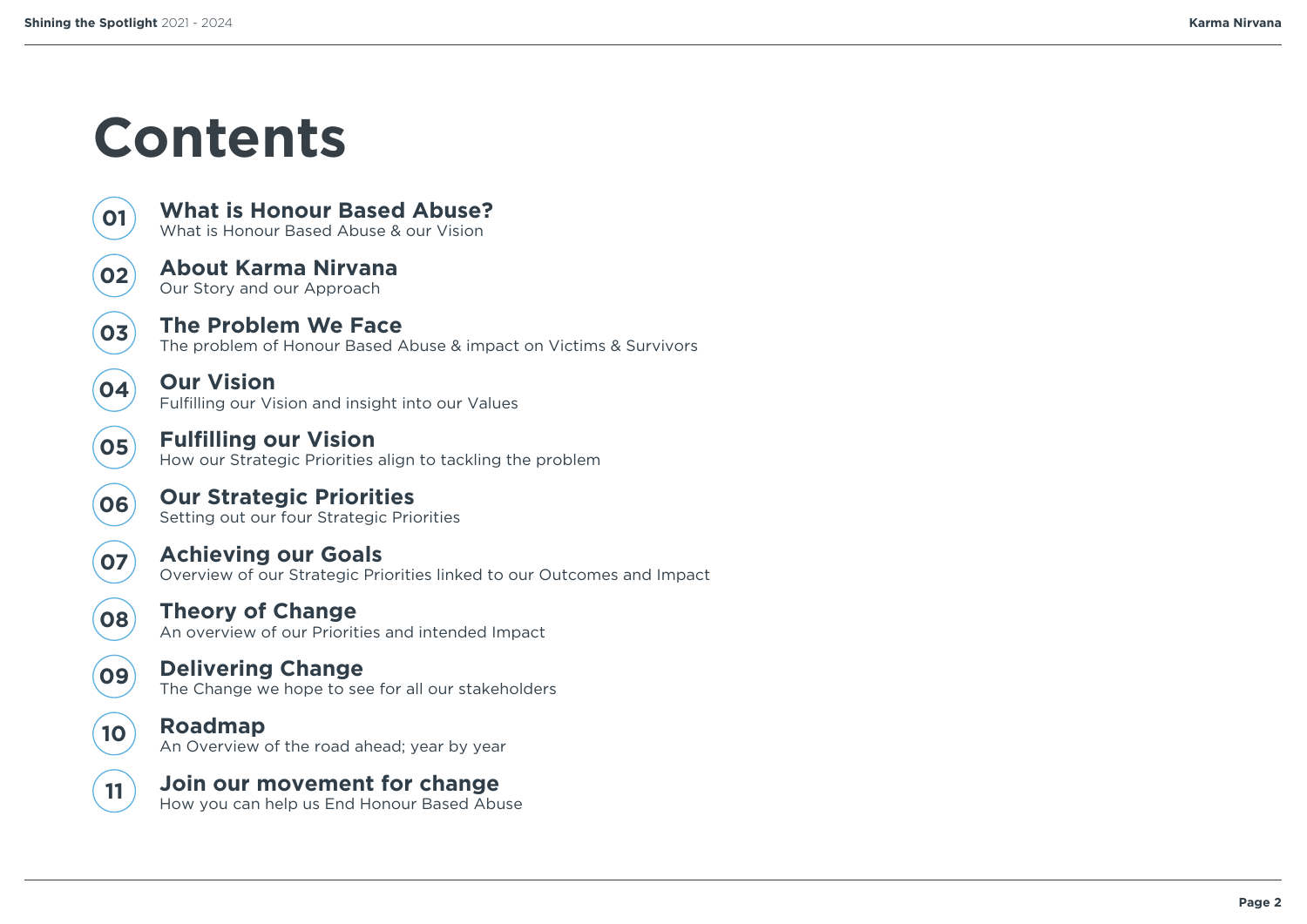# Contents

**01 What is Honour Based Abuse?**
What is Honour Based Abuse & our Vision

**02 About Karma Nirvana**
Our Story and our Approach

**03 The Problem We Face**
The problem of Honour Based Abuse & impact on Victims & Survivors

**04 Our Vision**
Fulfilling our Vision and insight into our Values

**05 Fulfilling our Vision**
How our Strategic Priorities align to tackling the problem

**06 Our Strategic Priorities**
Setting out our four Strategic Priorities

**07 Achieving our Goals**
Overview of our Strategic Priorities linked to our Outcomes and Impact

**08 Theory of Change**
An overview of our Priorities and intended Impact

**09 Delivering Change**
The Change we hope to see for all our stakeholders

**10 Roadmap**
An Overview of the road ahead; year by year

**11 Join our movement for change**
How you can help us End Honour Based Abuse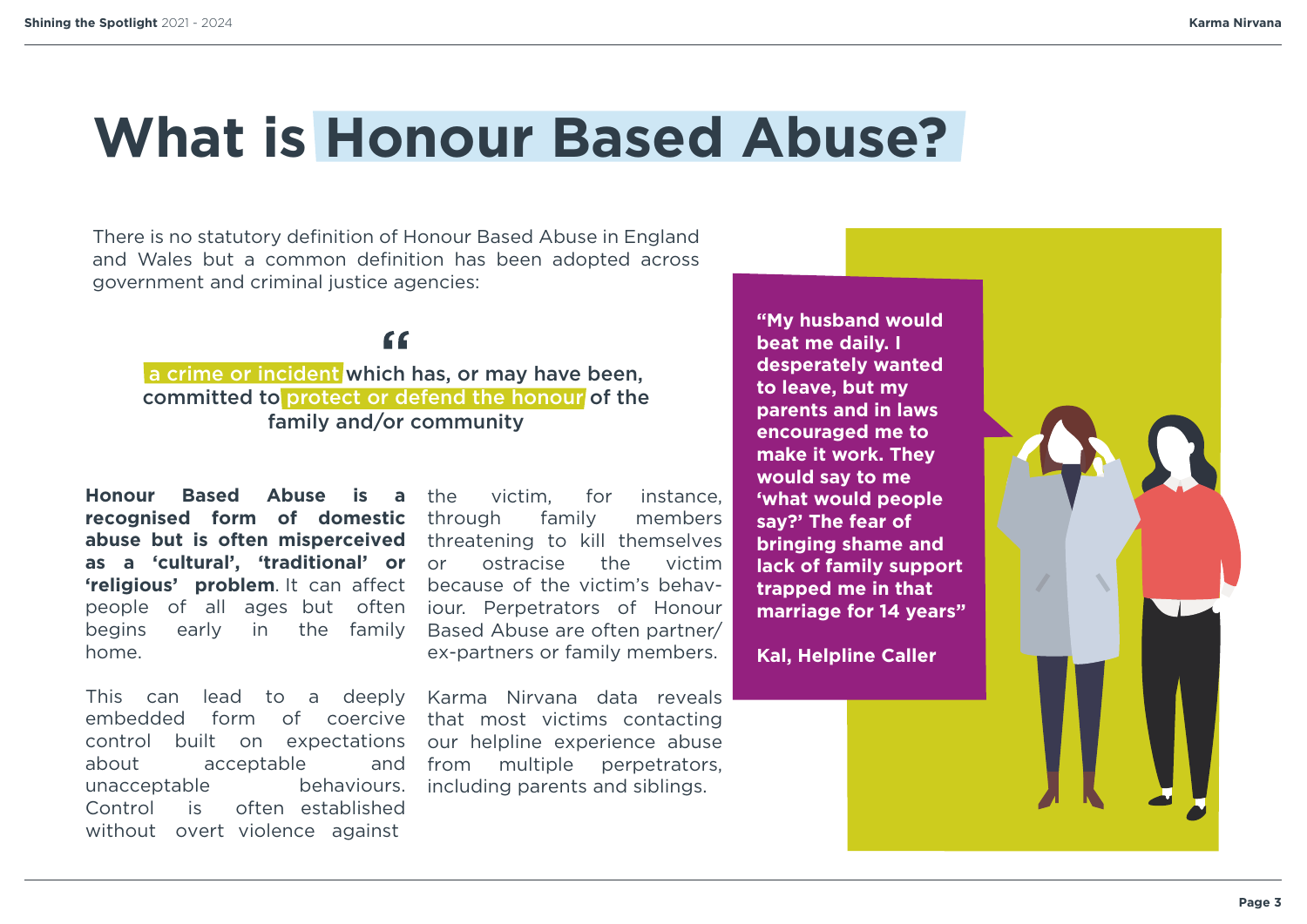# What is Honour Based Abuse?

There is no statutory definition of Honour Based Abuse in England and Wales but a common definition has been adopted across government and criminal justice agencies:

> “a crime or incident which has, or may have been, committed to protect or defend the honour of the family and/or community

**Honour Based Abuse is a recognised form of domestic abuse but is often misperceived as a ‘cultural’, ‘traditional’ or ‘religious’ problem**. It can affect people of all ages but often begins early in the family home.

This can lead to a deeply embedded form of coercive control built on expectations about acceptable and unacceptable behaviours. Control is often established without overt violence against the victim, for instance, through family members threatening to kill themselves or ostracise the victim because of the victim’s behaviour. Perpetrators of Honour Based Abuse are often partner/ex-partners or family members.

Karma Nirvana data reveals that most victims contacting our helpline experience abuse from multiple perpetrators, including parents and siblings.

> **“My husband would beat me daily. I desperately wanted to leave, but my parents and in laws encouraged me to make it work. They would say to me ‘what would people say?’ The fear of bringing shame and lack of family support trapped me in that marriage for 14 years”**
>
> **Kal, Helpline Caller**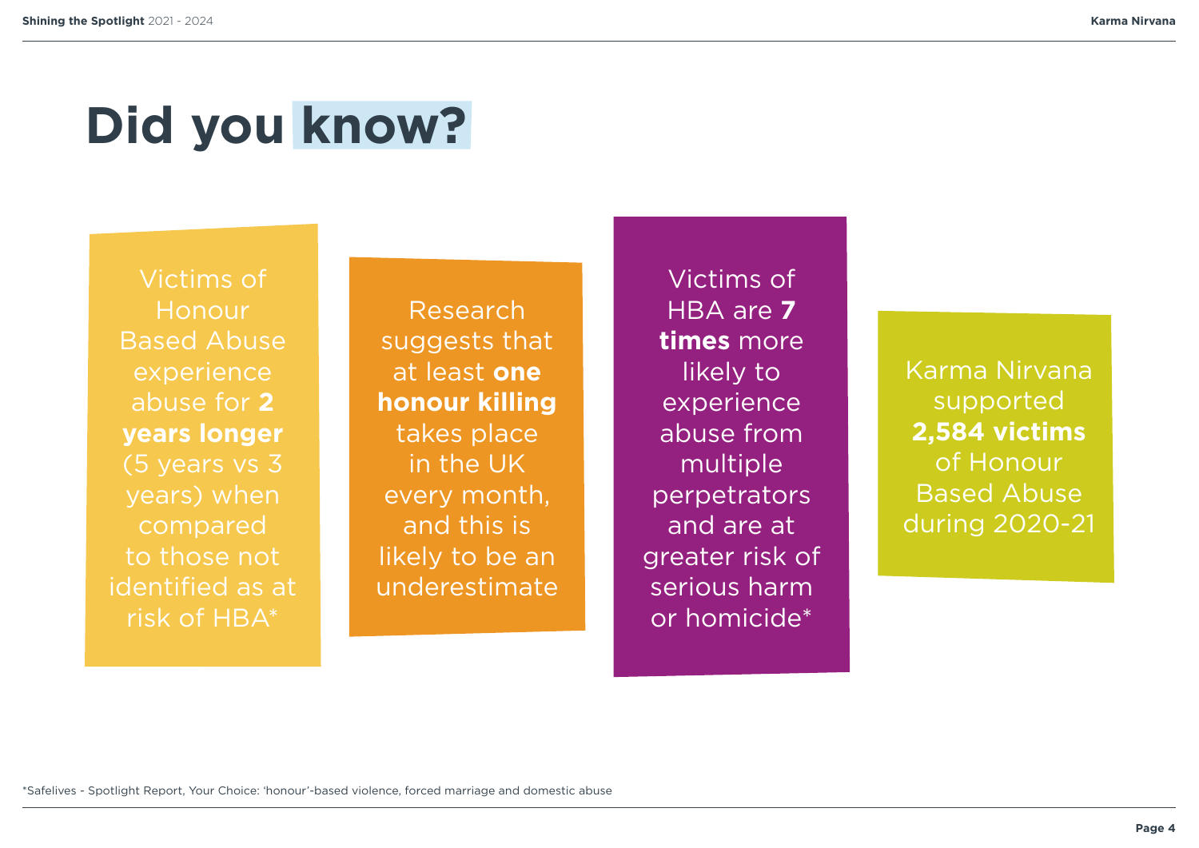# Did you know?

Victims of Honour Based Abuse experience abuse for **2 years longer** (5 years vs 3 years) when compared to those not identified as at risk of HBA*

Research suggests that at least **one honour killing** takes place in the UK every month, and this is likely to be an underestimate

Victims of HBA are **7 times** more likely to experience abuse from multiple perpetrators and are at greater risk of serious harm or homicide*

Karma Nirvana supported **2,584 victims** of Honour Based Abuse during 2020-21

*Safelives - Spotlight Report, Your Choice: 'honour'-based violence, forced marriage and domestic abuse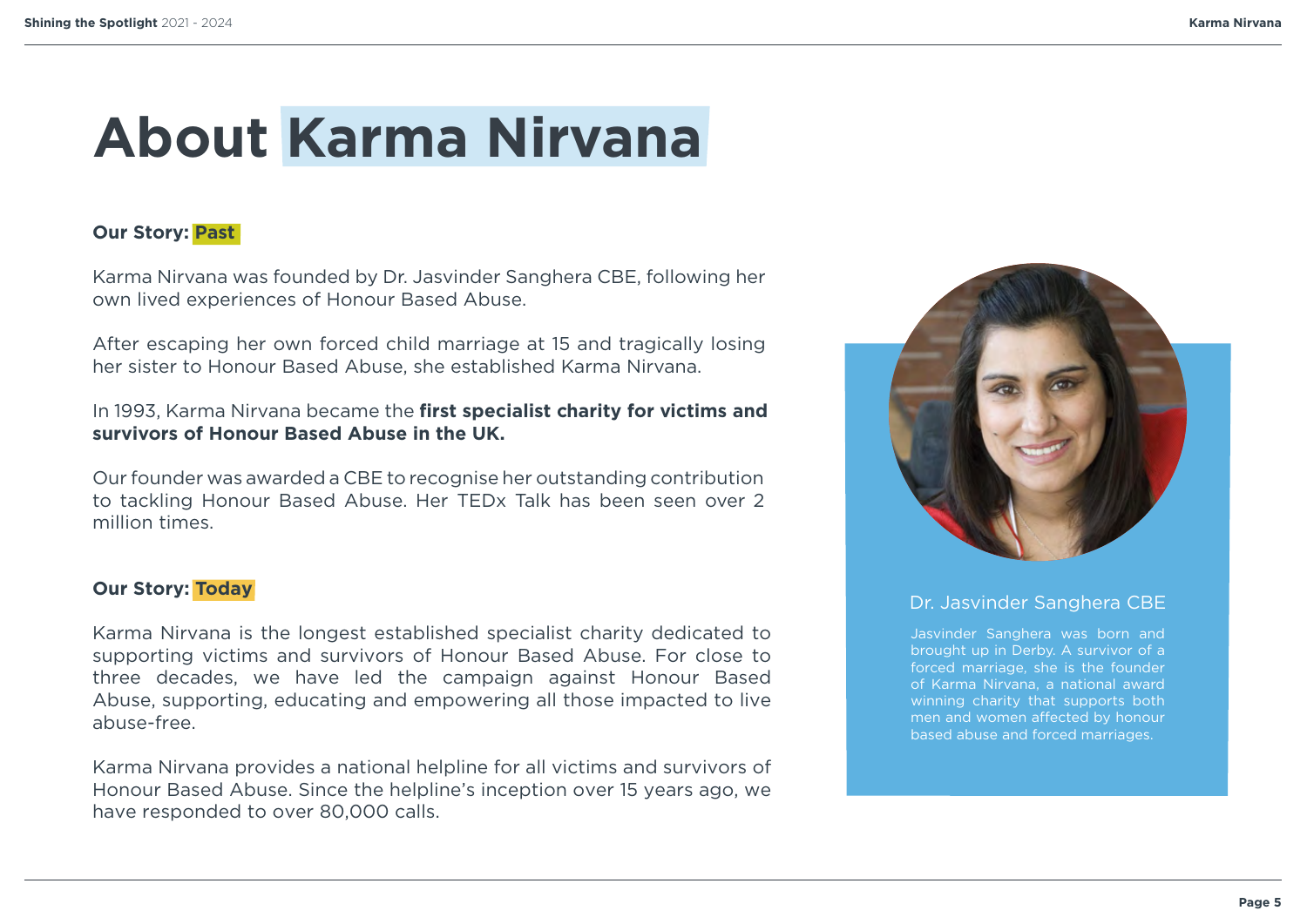# About Karma Nirvana

### Our Story: Past

Karma Nirvana was founded by Dr. Jasvinder Sanghera CBE, following her own lived experiences of Honour Based Abuse.

After escaping her own forced child marriage at 15 and tragically losing her sister to Honour Based Abuse, she established Karma Nirvana.

In 1993, Karma Nirvana became the **first specialist charity for victims and survivors of Honour Based Abuse in the UK.**

Our founder was awarded a CBE to recognise her outstanding contribution to tackling Honour Based Abuse. Her TEDx Talk has been seen over 2 million times.

### Our Story: Today

Karma Nirvana is the longest established specialist charity dedicated to supporting victims and survivors of Honour Based Abuse. For close to three decades, we have led the campaign against Honour Based Abuse, supporting, educating and empowering all those impacted to live abuse-free.

Karma Nirvana provides a national helpline for all victims and survivors of Honour Based Abuse. Since the helpline's inception over 15 years ago, we have responded to over 80,000 calls.

Dr. Jasvinder Sanghera CBE

Jasvinder Sanghera was born and brought up in Derby. A survivor of a forced marriage, she is the founder of Karma Nirvana, a national award winning charity that supports both men and women affected by honour based abuse and forced marriages.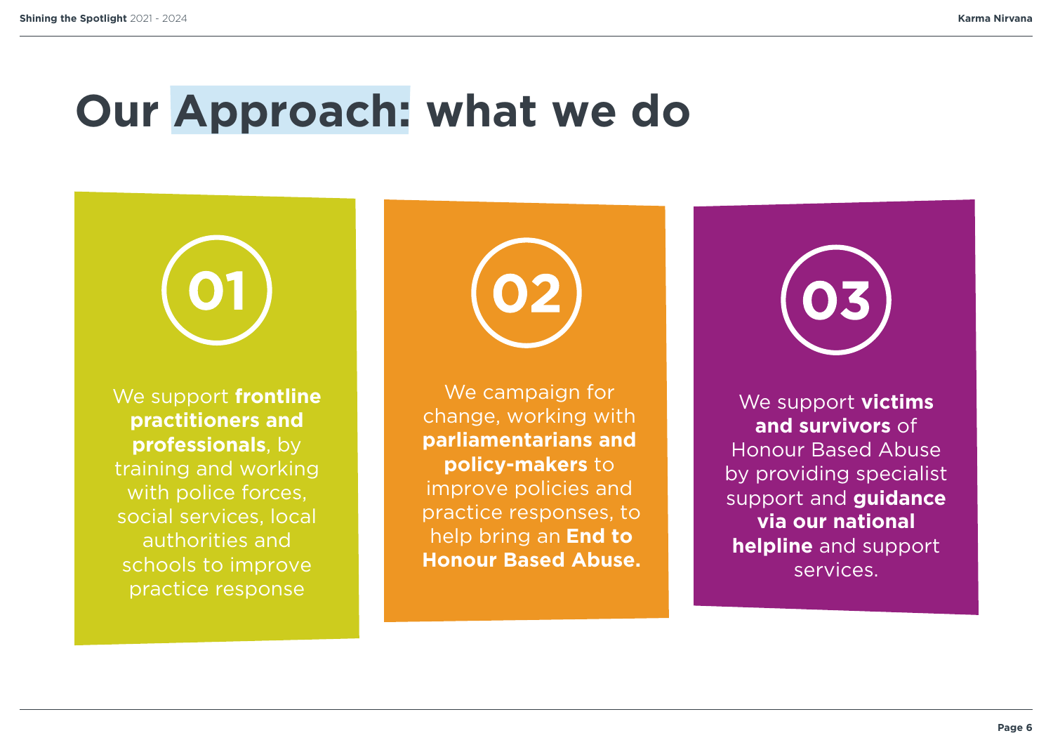# Our Approach: what we do

## 01

We support **frontline practitioners and professionals**, by training and working with police forces, social services, local authorities and schools to improve practice response

## 02

We campaign for change, working with **parliamentarians and policy-makers** to improve policies and practice responses, to help bring an **End to Honour Based Abuse.**

## 03

We support **victims and survivors** of Honour Based Abuse by providing specialist support and **guidance via our national helpline** and support services.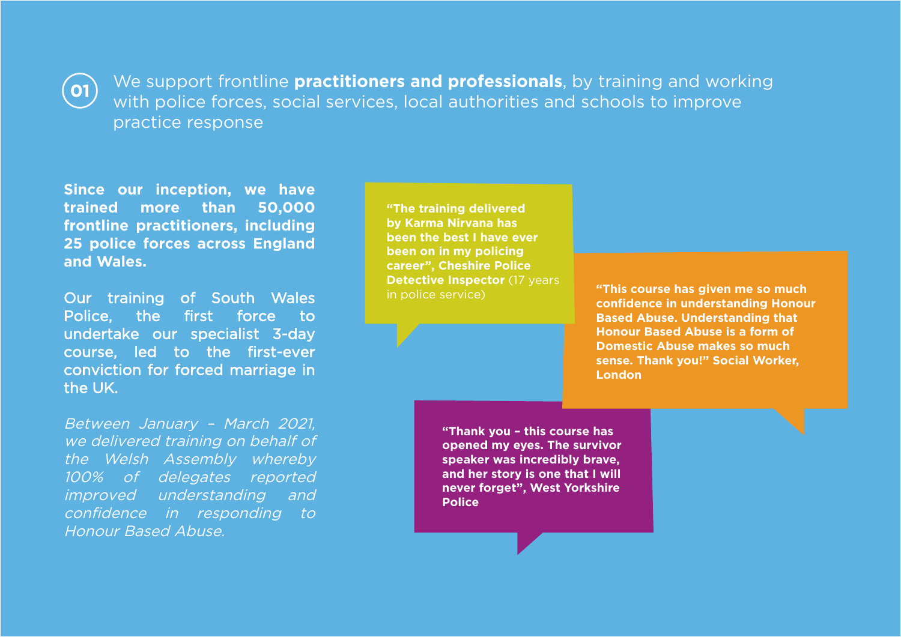## 01 We support frontline **practitioners and professionals**, by training and working with police forces, social services, local authorities and schools to improve practice response

**Since our inception, we have trained more than 50,000 frontline practitioners, including 25 police forces across England and Wales.**

Our training of South Wales Police, the first force to undertake our specialist 3-day course, led to the first-ever conviction for forced marriage in the UK.

*Between January – March 2021, we delivered training on behalf of the Welsh Assembly whereby 100% of delegates reported improved understanding and confidence in responding to Honour Based Abuse.*

**"The training delivered by Karma Nirvana has been the best I have ever been on in my policing career", Cheshire Police Detective Inspector** (17 years in police service)

**"This course has given me so much confidence in understanding Honour Based Abuse. Understanding that Honour Based Abuse is a form of Domestic Abuse makes so much sense. Thank you!" Social Worker, London**

**"Thank you – this course has opened my eyes. The survivor speaker was incredibly brave, and her story is one that I will never forget", West Yorkshire Police**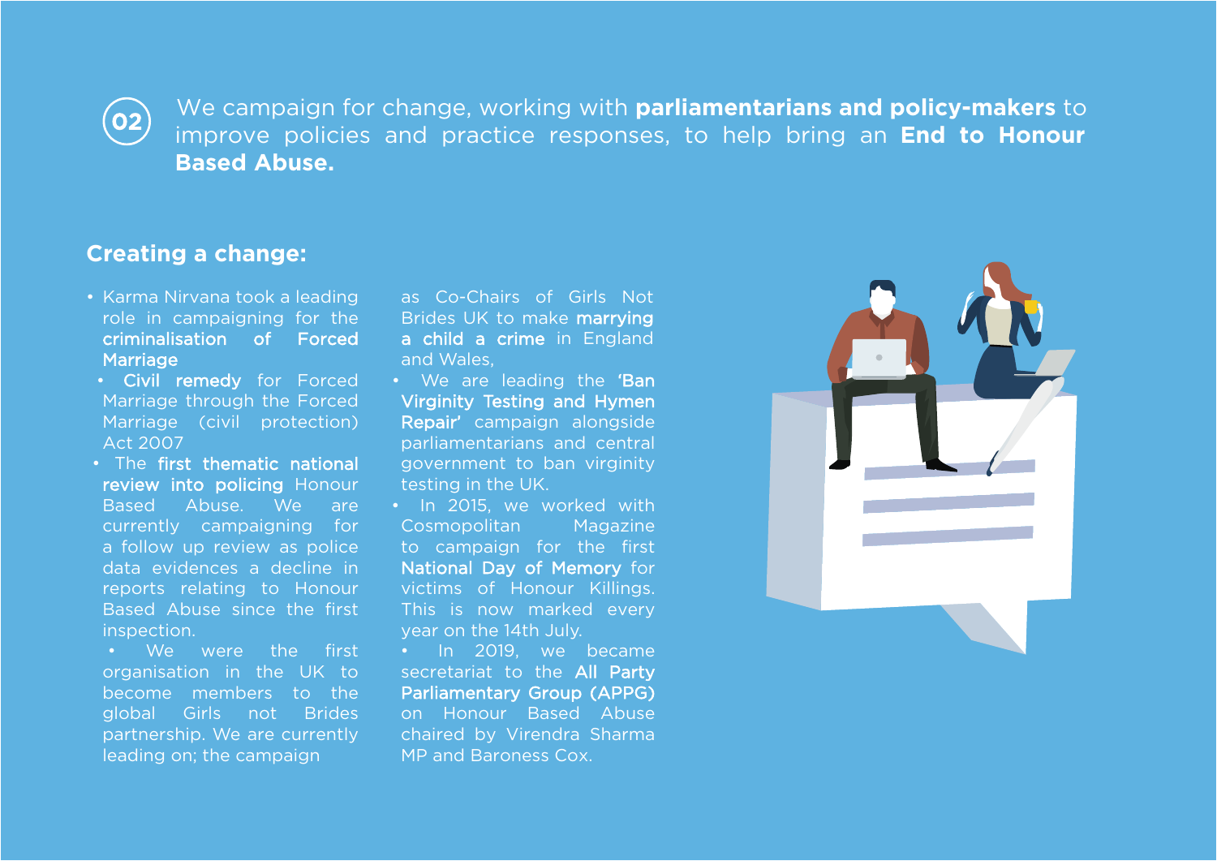**02** We campaign for change, working with **parliamentarians and policy-makers** to improve policies and practice responses, to help bring an **End to Honour Based Abuse.**

## Creating a change:

- Karma Nirvana took a leading role in campaigning for the **criminalisation of Forced Marriage**
- **Civil remedy** for Forced Marriage through the Forced Marriage (civil protection) Act 2007
- The **first thematic national review into policing** Honour Based Abuse. We are currently campaigning for a follow up review as police data evidences a decline in reports relating to Honour Based Abuse since the first inspection.
- We were the first organisation in the UK to become members to the global Girls not Brides partnership. We are currently leading on; the campaign as Co-Chairs of Girls Not Brides UK to make **marrying a child a crime** in England and Wales,
- We are leading the **'Ban Virginity Testing and Hymen Repair'** campaign alongside parliamentarians and central government to ban virginity testing in the UK.
- In 2015, we worked with Cosmopolitan Magazine to campaign for the first **National Day of Memory** for victims of Honour Killings. This is now marked every year on the 14th July.
- In 2019, we became secretariat to the **All Party Parliamentary Group (APPG)** on Honour Based Abuse chaired by Virendra Sharma MP and Baroness Cox.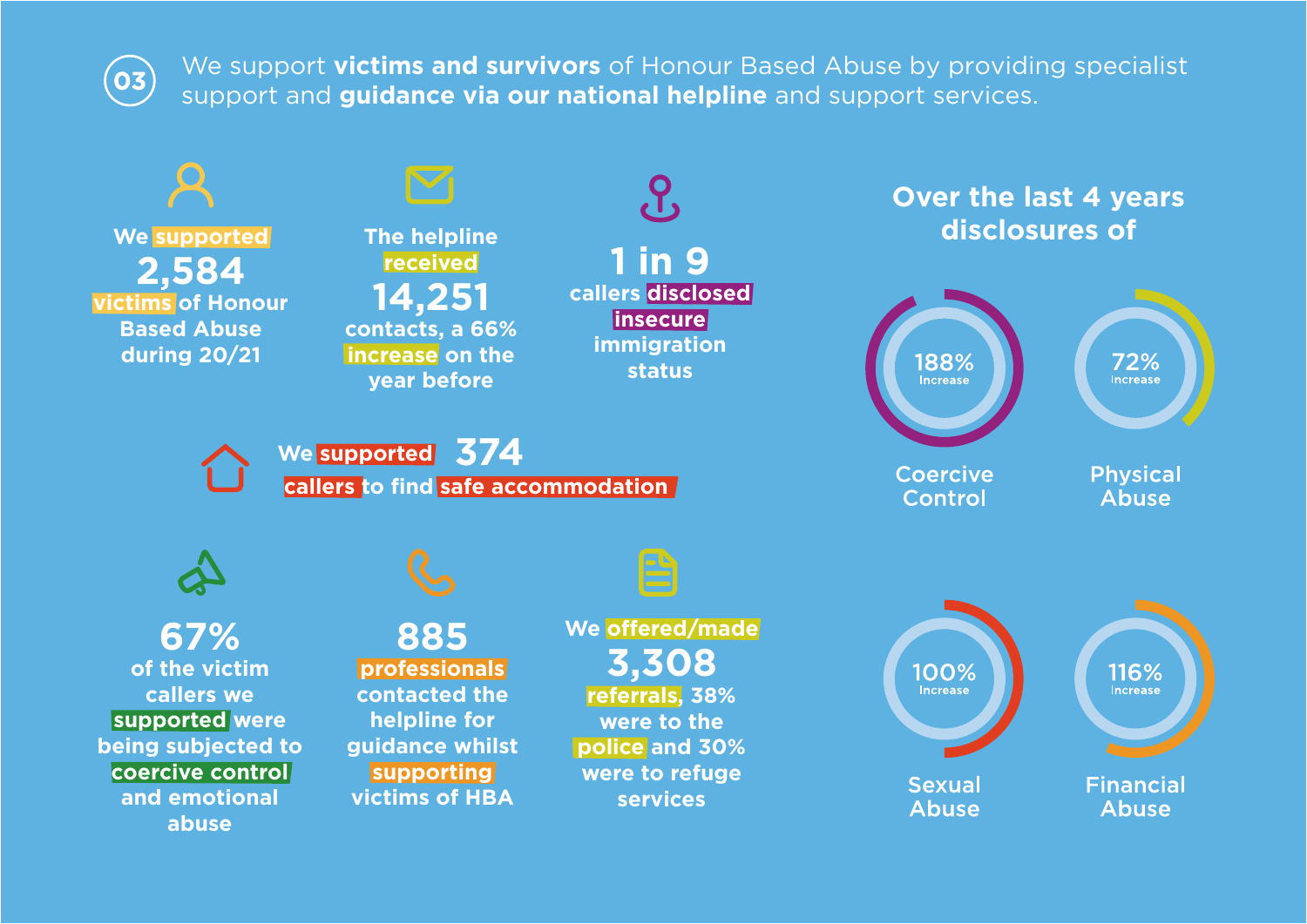## 03 We support **victims and survivors** of Honour Based Abuse by providing specialist support and **guidance via our national helpline** and support services.

We supported **2,584** victims of Honour Based Abuse during 20/21

The helpline received **14,251** contacts, a 66% increase on the year before

**1 in 9** callers disclosed insecure immigration status

We supported **374** callers to find safe accommodation

**67%** of the victim callers we supported were being subjected to coercive control and emotional abuse

**885** professionals contacted the helpline for guidance whilst supporting victims of HBA

We offered/made **3,308** referrals, 38% were to the police and 30% were to refuge services

### Over the last 4 years disclosures of

- Coercive Control: 188% Increase
- Physical Abuse: 72% Increase
- Sexual Abuse: 100% Increase
- Financial Abuse: 116% Increase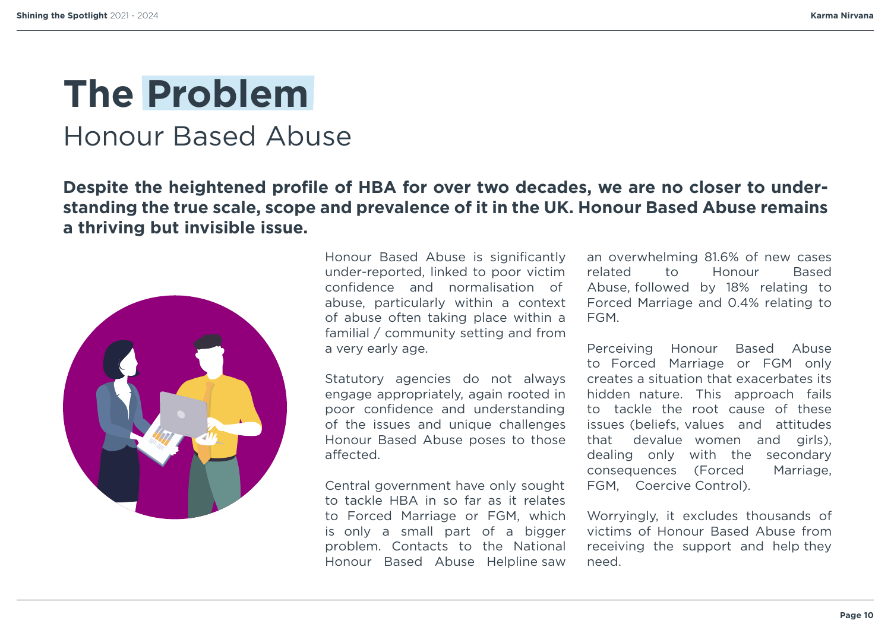# The Problem

## Honour Based Abuse

**Despite the heightened profile of HBA for over two decades, we are no closer to understanding the true scale, scope and prevalence of it in the UK. Honour Based Abuse remains a thriving but invisible issue.**

Honour Based Abuse is significantly under-reported, linked to poor victim confidence and normalisation of abuse, particularly within a context of abuse often taking place within a familial / community setting and from a very early age.

Statutory agencies do not always engage appropriately, again rooted in poor confidence and understanding of the issues and unique challenges Honour Based Abuse poses to those affected.

Central government have only sought to tackle HBA in so far as it relates to Forced Marriage or FGM, which is only a small part of a bigger problem. Contacts to the National Honour Based Abuse Helpline saw an overwhelming 81.6% of new cases related to Honour Based Abuse, followed by 18% relating to Forced Marriage and 0.4% relating to FGM.

Perceiving Honour Based Abuse to Forced Marriage or FGM only creates a situation that exacerbates its hidden nature. This approach fails to tackle the root cause of these issues (beliefs, values and attitudes that devalue women and girls), dealing only with the secondary consequences (Forced Marriage, FGM, Coercive Control).

Worryingly, it excludes thousands of victims of Honour Based Abuse from receiving the support and help they need.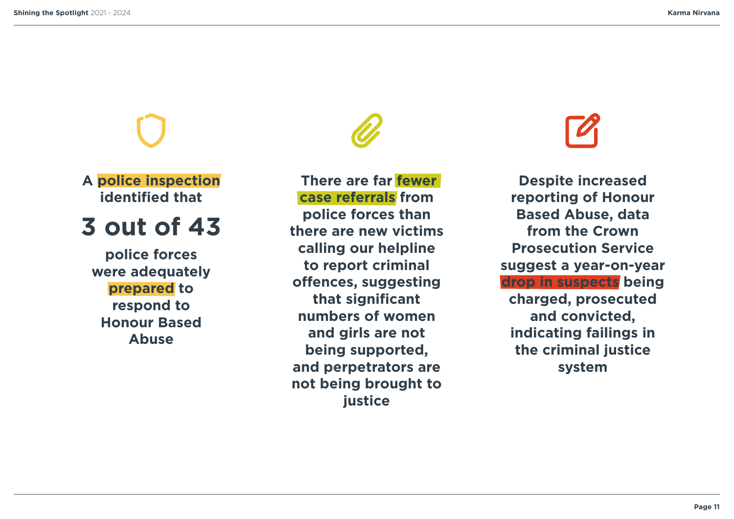**A police inspection identified that**

**3 out of 43**

**police forces were adequately prepared to respond to Honour Based Abuse**

**There are far fewer case referrals from police forces than there are new victims calling our helpline to report criminal offences, suggesting that significant numbers of women and girls are not being supported, and perpetrators are not being brought to justice**

**Despite increased reporting of Honour Based Abuse, data from the Crown Prosecution Service suggest a year-on-year drop in suspects being charged, prosecuted and convicted, indicating failings in the criminal justice system**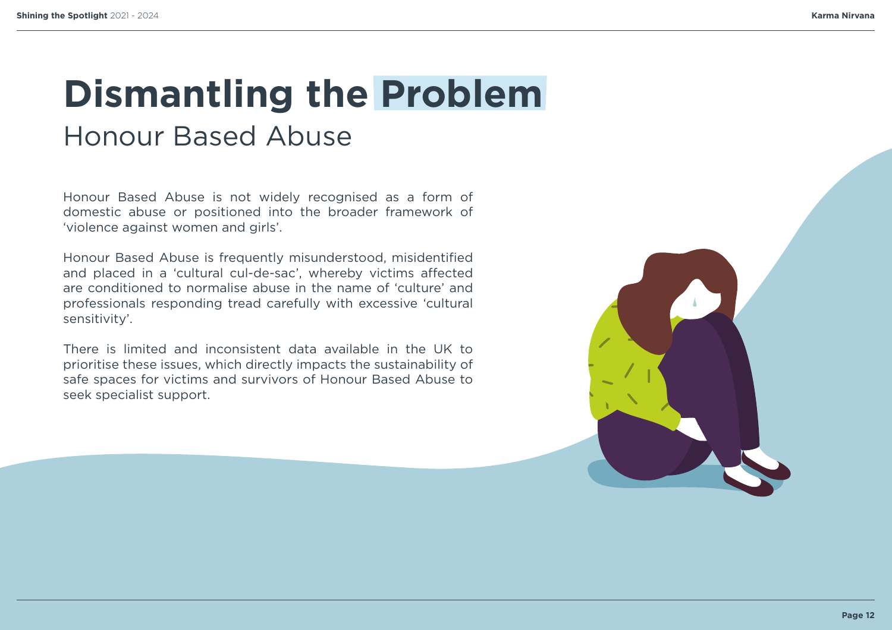# Dismantling the Problem

## Honour Based Abuse

Honour Based Abuse is not widely recognised as a form of domestic abuse or positioned into the broader framework of 'violence against women and girls'.

Honour Based Abuse is frequently misunderstood, misidentified and placed in a 'cultural cul-de-sac', whereby victims affected are conditioned to normalise abuse in the name of 'culture' and professionals responding tread carefully with excessive 'cultural sensitivity'.

There is limited and inconsistent data available in the UK to prioritise these issues, which directly impacts the sustainability of safe spaces for victims and survivors of Honour Based Abuse to seek specialist support.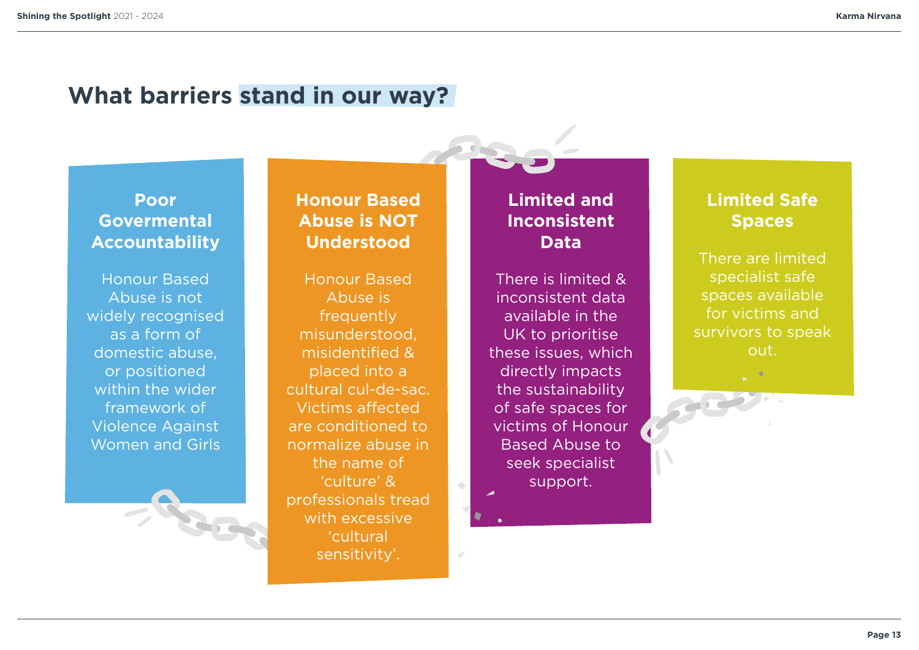# What barriers stand in our way?

### Poor Govermental Accountability

Honour Based Abuse is not widely recognised as a form of domestic abuse, or positioned within the wider framework of Violence Against Women and Girls

### Honour Based Abuse is NOT Understood

Honour Based Abuse is frequently misunderstood, misidentified & placed into a cultural cul-de-sac. Victims affected are conditioned to normalize abuse in the name of 'culture' & professionals tread with excessive 'cultural sensitivity'.

### Limited and Inconsistent Data

There is limited & inconsistent data available in the UK to prioritise these issues, which directly impacts the sustainability of safe spaces for victims of Honour Based Abuse to seek specialist support.

### Limited Safe Spaces

There are limited specialist safe spaces available for victims and survivors to speak out.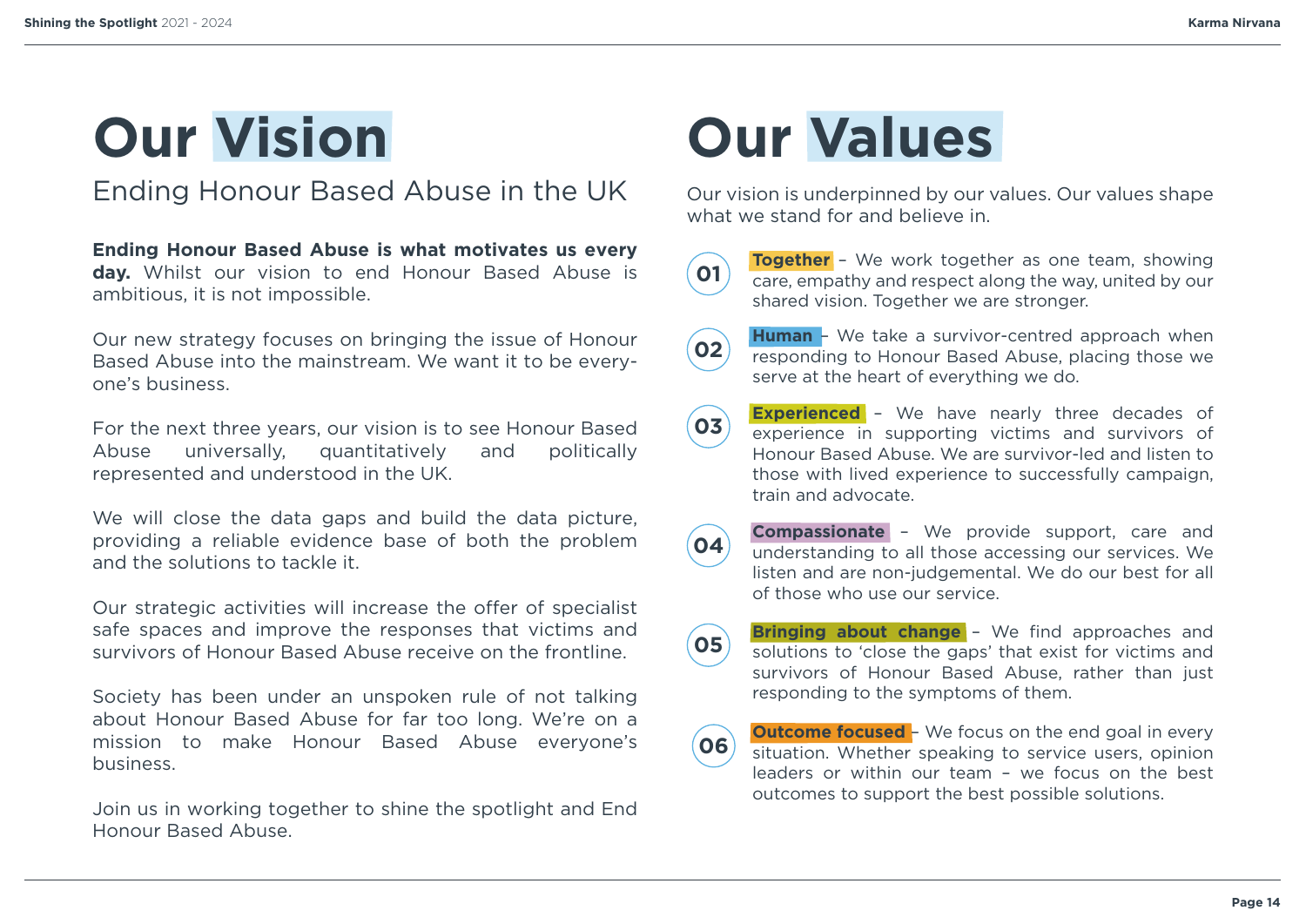# Our Vision

## Ending Honour Based Abuse in the UK

**Ending Honour Based Abuse is what motivates us every day.** Whilst our vision to end Honour Based Abuse is ambitious, it is not impossible.

Our new strategy focuses on bringing the issue of Honour Based Abuse into the mainstream. We want it to be everyone's business.

For the next three years, our vision is to see Honour Based Abuse universally, quantitatively and politically represented and understood in the UK.

We will close the data gaps and build the data picture, providing a reliable evidence base of both the problem and the solutions to tackle it.

Our strategic activities will increase the offer of specialist safe spaces and improve the responses that victims and survivors of Honour Based Abuse receive on the frontline.

Society has been under an unspoken rule of not talking about Honour Based Abuse for far too long. We're on a mission to make Honour Based Abuse everyone's business.

Join us in working together to shine the spotlight and End Honour Based Abuse.

# Our Values

Our vision is underpinned by our values. Our values shape what we stand for and believe in.

01 **Together** – We work together as one team, showing care, empathy and respect along the way, united by our shared vision. Together we are stronger.

02 **Human** – We take a survivor-centred approach when responding to Honour Based Abuse, placing those we serve at the heart of everything we do.

03 **Experienced** – We have nearly three decades of experience in supporting victims and survivors of Honour Based Abuse. We are survivor-led and listen to those with lived experience to successfully campaign, train and advocate.

04 **Compassionate** – We provide support, care and understanding to all those accessing our services. We listen and are non-judgemental. We do our best for all of those who use our service.

05 **Bringing about change** – We find approaches and solutions to 'close the gaps' that exist for victims and survivors of Honour Based Abuse, rather than just responding to the symptoms of them.

06 **Outcome focused** – We focus on the end goal in every situation. Whether speaking to service users, opinion leaders or within our team – we focus on the best outcomes to support the best possible solutions.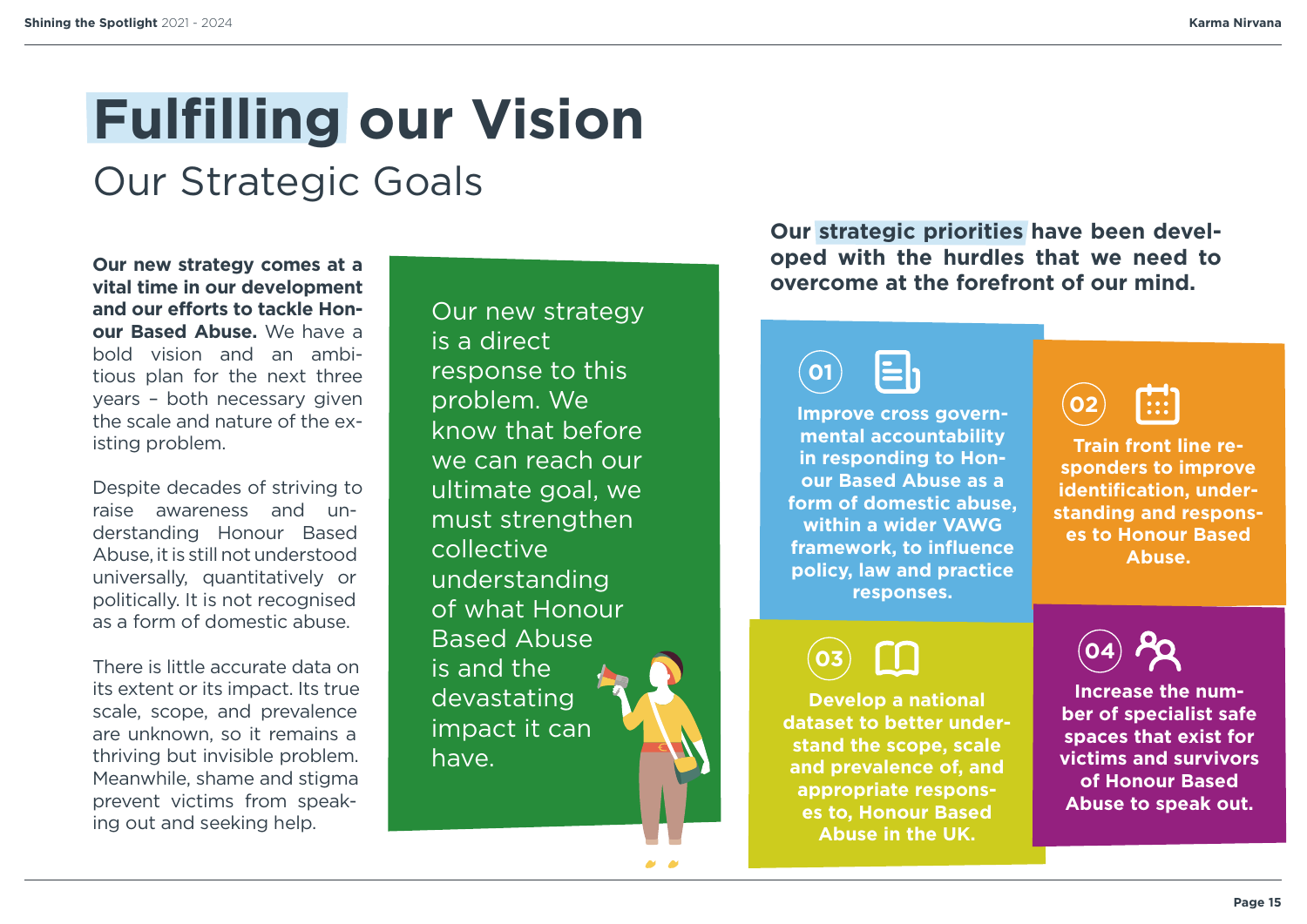# Fulfilling our Vision

## Our Strategic Goals

**Our new strategy comes at a vital time in our development and our efforts to tackle Honour Based Abuse.** We have a bold vision and an ambitious plan for the next three years – both necessary given the scale and nature of the existing problem.

Despite decades of striving to raise awareness and understanding Honour Based Abuse, it is still not understood universally, quantitatively or politically. It is not recognised as a form of domestic abuse.

There is little accurate data on its extent or its impact. Its true scale, scope, and prevalence are unknown, so it remains a thriving but invisible problem. Meanwhile, shame and stigma prevent victims from speaking out and seeking help.

Our new strategy is a direct response to this problem. We know that before we can reach our ultimate goal, we must strengthen collective understanding of what Honour Based Abuse is and the devastating impact it can have.

**Our strategic priorities have been developed with the hurdles that we need to overcome at the forefront of our mind.**

**01** Improve cross governmental accountability in responding to Honour Based Abuse as a form of domestic abuse, within a wider VAWG framework, to influence policy, law and practice responses.

**02** Train front line responders to improve identification, understanding and responses to Honour Based Abuse.

**03** Develop a national dataset to better understand the scope, scale and prevalence of, and appropriate responses to, Honour Based Abuse in the UK.

**04** Increase the number of specialist safe spaces that exist for victims and survivors of Honour Based Abuse to speak out.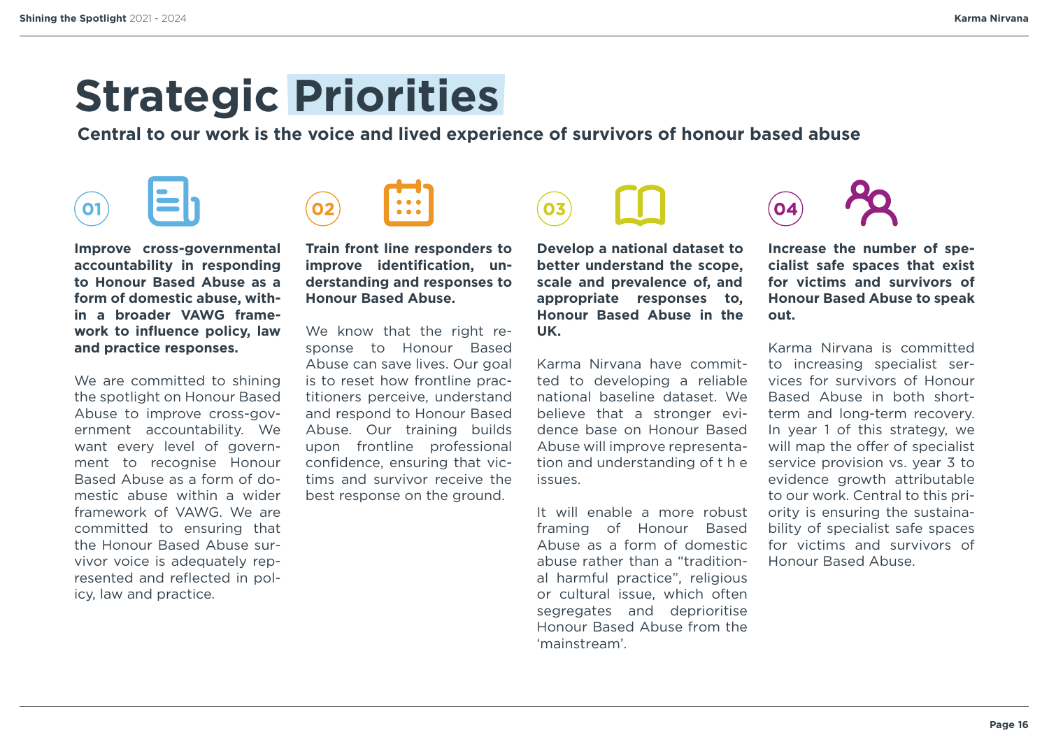# Strategic Priorities

**Central to our work is the voice and lived experience of survivors of honour based abuse**

## 01

**Improve cross-governmental accountability in responding to Honour Based Abuse as a form of domestic abuse, within a broader VAWG framework to influence policy, law and practice responses.**

We are committed to shining the spotlight on Honour Based Abuse to improve cross-government accountability. We want every level of government to recognise Honour Based Abuse as a form of domestic abuse within a wider framework of VAWG. We are committed to ensuring that the Honour Based Abuse survivor voice is adequately represented and reflected in policy, law and practice.

## 02

**Train front line responders to improve identification, understanding and responses to Honour Based Abuse.**

We know that the right response to Honour Based Abuse can save lives. Our goal is to reset how frontline practitioners perceive, understand and respond to Honour Based Abuse. Our training builds upon frontline professional confidence, ensuring that victims and survivor receive the best response on the ground.

## 03

**Develop a national dataset to better understand the scope, scale and prevalence of, and appropriate responses to, Honour Based Abuse in the UK.**

Karma Nirvana have committed to developing a reliable national baseline dataset. We believe that a stronger evidence base on Honour Based Abuse will improve representation and understanding of the issues.

It will enable a more robust framing of Honour Based Abuse as a form of domestic abuse rather than a "traditional harmful practice", religious or cultural issue, which often segregates and deprioritise Honour Based Abuse from the 'mainstream'.

## 04

**Increase the number of specialist safe spaces that exist for victims and survivors of Honour Based Abuse to speak out.**

Karma Nirvana is committed to increasing specialist services for survivors of Honour Based Abuse in both short-term and long-term recovery. In year 1 of this strategy, we will map the offer of specialist service provision vs. year 3 to evidence growth attributable to our work. Central to this priority is ensuring the sustainability of specialist safe spaces for victims and survivors of Honour Based Abuse.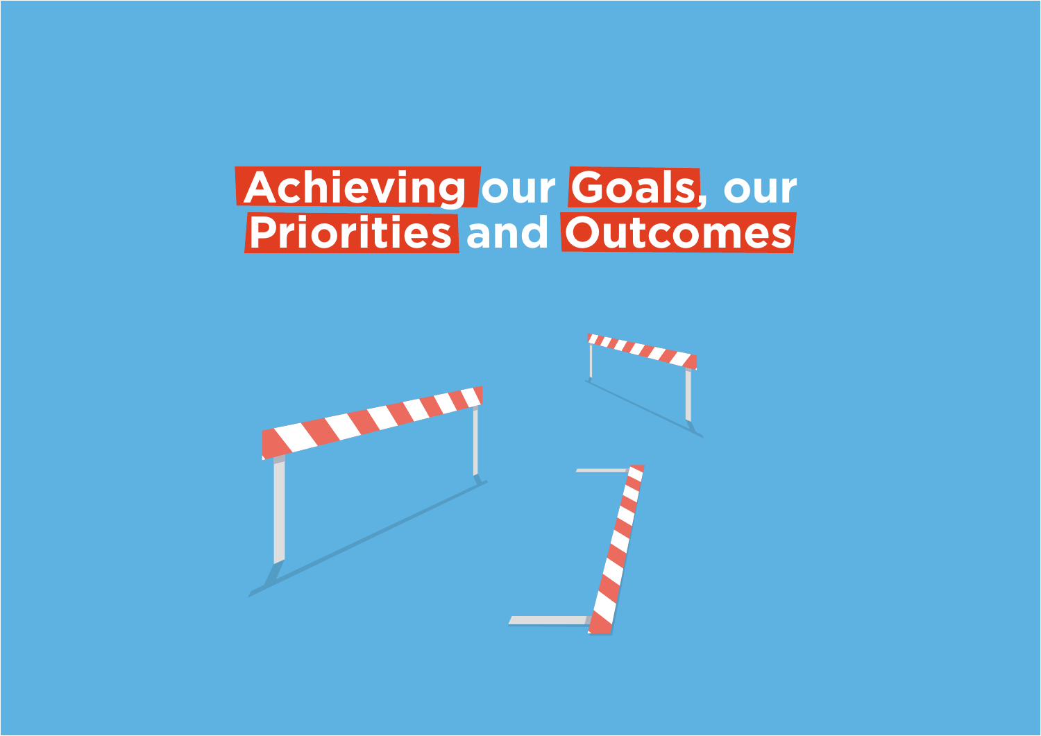# Achieving our Goals, our Priorities and Outcomes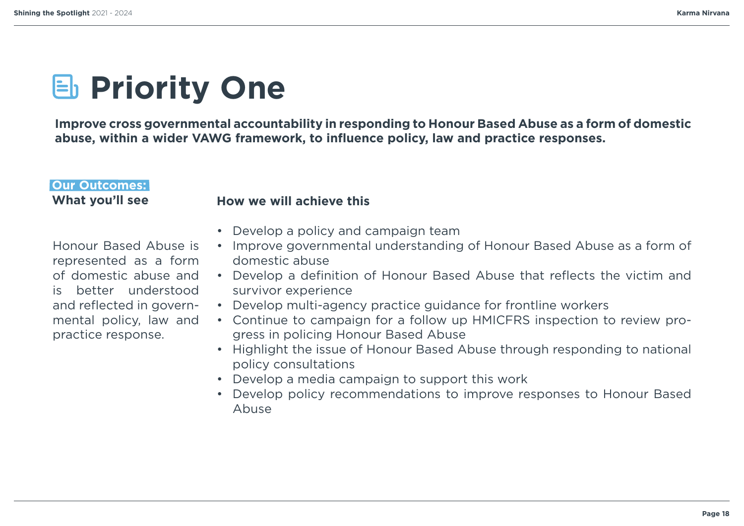# Priority One

**Improve cross governmental accountability in responding to Honour Based Abuse as a form of domestic abuse, within a wider VAWG framework, to influence policy, law and practice responses.**

**Our Outcomes:**

**What you'll see**

Honour Based Abuse is represented as a form of domestic abuse and is better understood and reflected in governmental policy, law and practice response.

**How we will achieve this**

- Develop a policy and campaign team
- Improve governmental understanding of Honour Based Abuse as a form of domestic abuse
- Develop a definition of Honour Based Abuse that reflects the victim and survivor experience
- Develop multi-agency practice guidance for frontline workers
- Continue to campaign for a follow up HMICFRS inspection to review progress in policing Honour Based Abuse
- Highlight the issue of Honour Based Abuse through responding to national policy consultations
- Develop a media campaign to support this work
- Develop policy recommendations to improve responses to Honour Based Abuse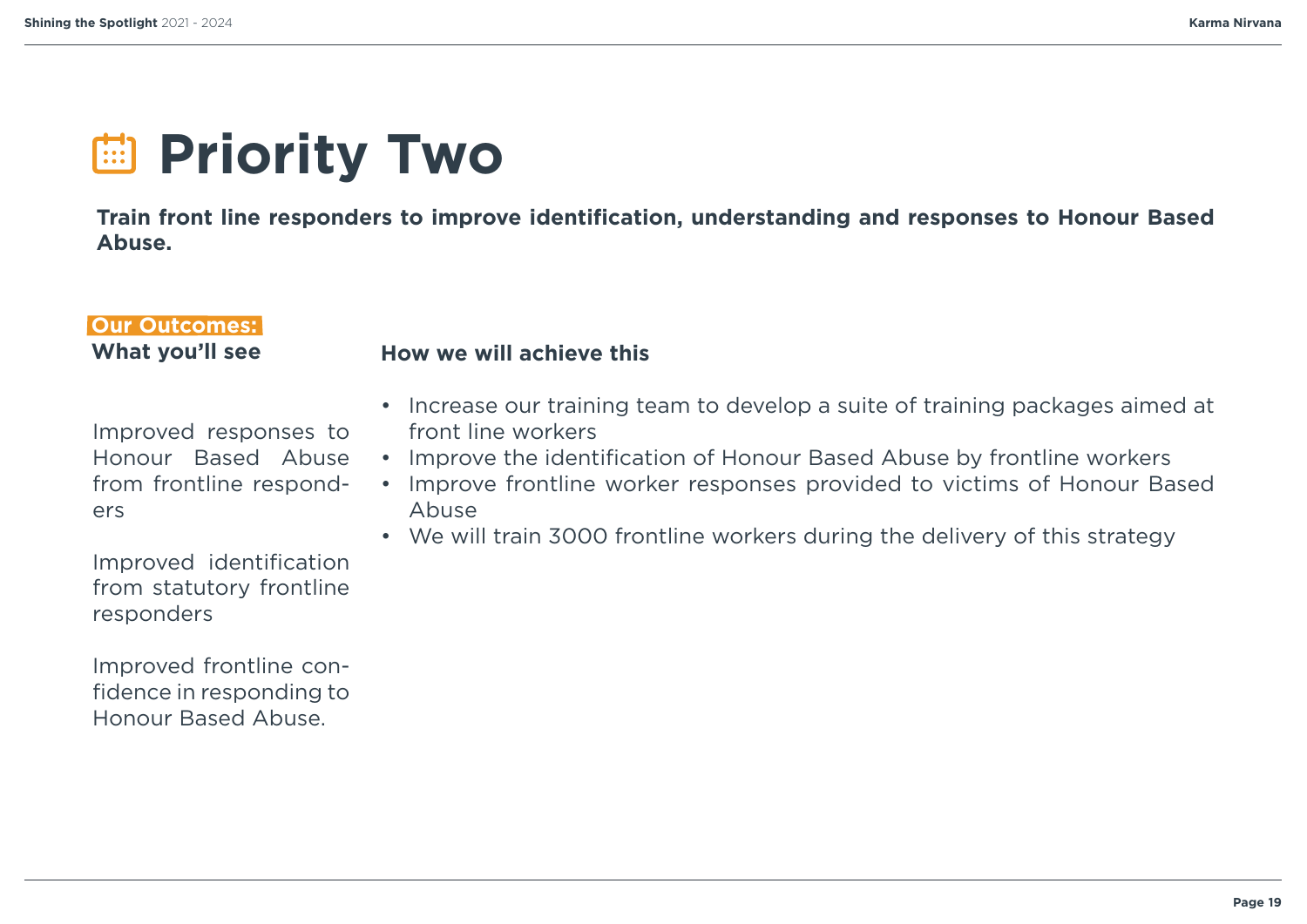# Priority Two

**Train front line responders to improve identification, understanding and responses to Honour Based Abuse.**

**Our Outcomes:**

**What you'll see**

Improved responses to Honour Based Abuse from frontline responders

Improved identification from statutory frontline responders

Improved frontline confidence in responding to Honour Based Abuse.

**How we will achieve this**

- Increase our training team to develop a suite of training packages aimed at front line workers
- Improve the identification of Honour Based Abuse by frontline workers
- Improve frontline worker responses provided to victims of Honour Based Abuse
- We will train 3000 frontline workers during the delivery of this strategy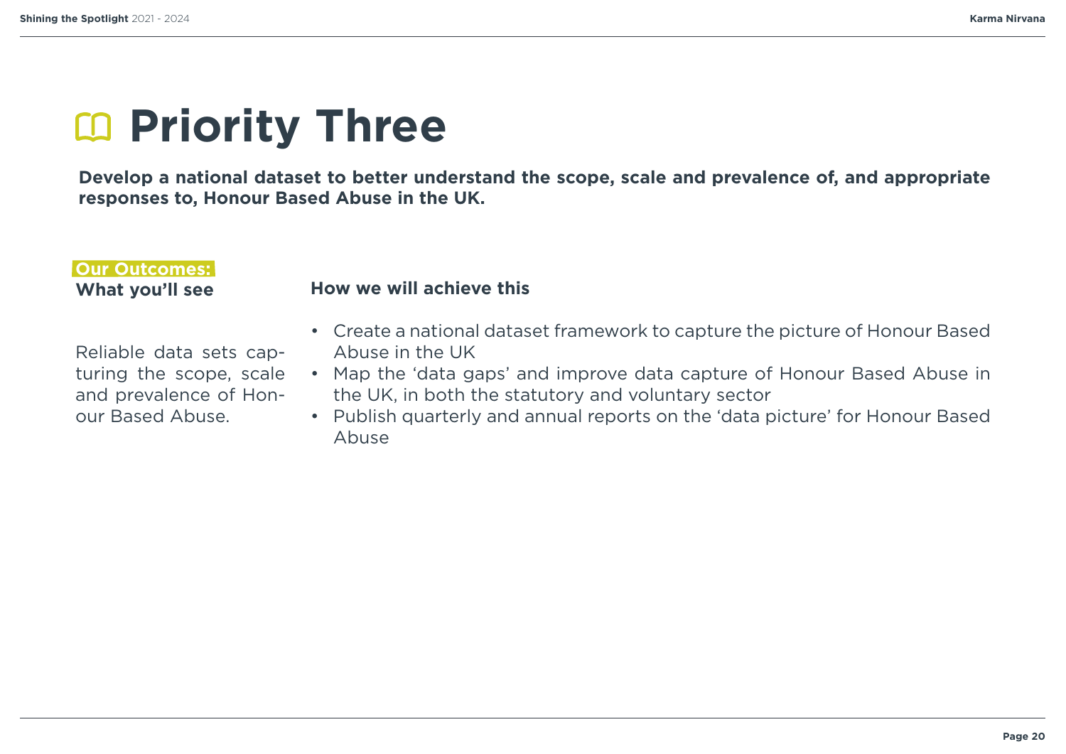# Priority Three

**Develop a national dataset to better understand the scope, scale and prevalence of, and appropriate responses to, Honour Based Abuse in the UK.**

**Our Outcomes:**
**What you'll see**

Reliable data sets capturing the scope, scale and prevalence of Honour Based Abuse.

**How we will achieve this**

- Create a national dataset framework to capture the picture of Honour Based Abuse in the UK
- Map the 'data gaps' and improve data capture of Honour Based Abuse in the UK, in both the statutory and voluntary sector
- Publish quarterly and annual reports on the 'data picture' for Honour Based Abuse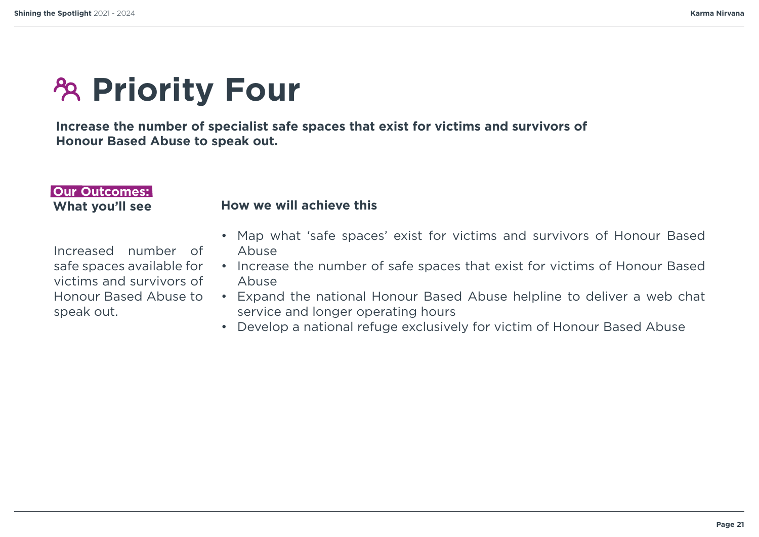# Priority Four

**Increase the number of specialist safe spaces that exist for victims and survivors of Honour Based Abuse to speak out.**

**Our Outcomes:**
**What you'll see**

Increased number of safe spaces available for victims and survivors of Honour Based Abuse to speak out.

**How we will achieve this**

- Map what 'safe spaces' exist for victims and survivors of Honour Based Abuse
- Increase the number of safe spaces that exist for victims of Honour Based Abuse
- Expand the national Honour Based Abuse helpline to deliver a web chat service and longer operating hours
- Develop a national refuge exclusively for victim of Honour Based Abuse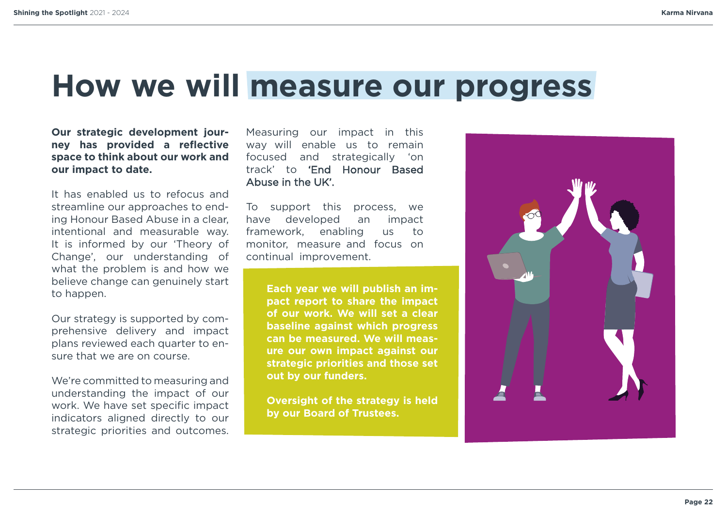# How we will measure our progress

**Our strategic development journey has provided a reflective space to think about our work and our impact to date.**

It has enabled us to refocus and streamline our approaches to ending Honour Based Abuse in a clear, intentional and measurable way. It is informed by our 'Theory of Change', our understanding of what the problem is and how we believe change can genuinely start to happen.

Our strategy is supported by comprehensive delivery and impact plans reviewed each quarter to ensure that we are on course.

We're committed to measuring and understanding the impact of our work. We have set specific impact indicators aligned directly to our strategic priorities and outcomes.

Measuring our impact in this way will enable us to remain focused and strategically 'on track' to **'End Honour Based Abuse in the UK'.**

To support this process, we have developed an impact framework, enabling us to monitor, measure and focus on continual improvement.

**Each year we will publish an impact report to share the impact of our work. We will set a clear baseline against which progress can be measured. We will measure our own impact against our strategic priorities and those set out by our funders.**

**Oversight of the strategy is held by our Board of Trustees.**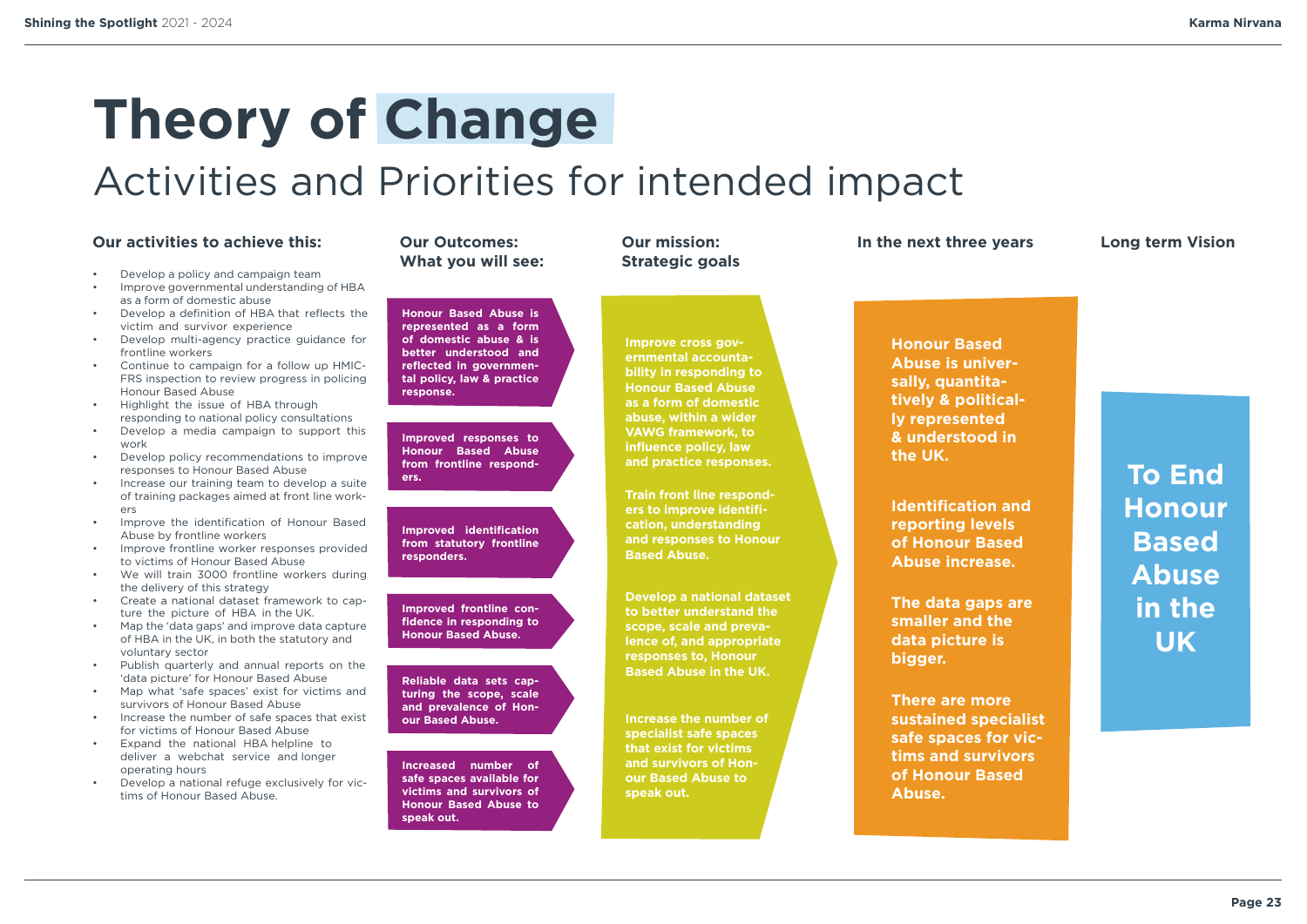# Theory of Change

## Activities and Priorities for intended impact

### Our activities to achieve this:

- Develop a policy and campaign team
- Improve governmental understanding of HBA as a form of domestic abuse
- Develop a definition of HBA that reflects the victim and survivor experience
- Develop multi-agency practice guidance for frontline workers
- Continue to campaign for a follow up HMICFRS inspection to review progress in policing Honour Based Abuse
- Highlight the issue of HBA through responding to national policy consultations
- Develop a media campaign to support this work
- Develop policy recommendations to improve responses to Honour Based Abuse
- Increase our training team to develop a suite of training packages aimed at front line workers
- Improve the identification of Honour Based Abuse by frontline workers
- Improve frontline worker responses provided to victims of Honour Based Abuse
- We will train 3000 frontline workers during the delivery of this strategy
- Create a national dataset framework to capture the picture of HBA in the UK.
- Map the 'data gaps' and improve data capture of HBA in the UK, in both the statutory and voluntary sector
- Publish quarterly and annual reports on the 'data picture' for Honour Based Abuse
- Map what 'safe spaces' exist for victims and survivors of Honour Based Abuse
- Increase the number of safe spaces that exist for victims of Honour Based Abuse
- Expand the national HBA helpline to deliver a webchat service and longer operating hours
- Develop a national refuge exclusively for victims of Honour Based Abuse.

### Our Outcomes: What you will see:

- **Honour Based Abuse is represented as a form of domestic abuse & is better understood and reflected in governmental policy, law & practice response.**
- **Improved responses to Honour Based Abuse from frontline responders.**
- **Improved identification from statutory frontline responders.**
- **Improved frontline confidence in responding to Honour Based Abuse.**
- **Reliable data sets capturing the scope, scale and prevalence of Honour Based Abuse.**
- **Increased number of safe spaces available for victims and survivors of Honour Based Abuse to speak out.**

### Our mission: Strategic goals

**Improve cross governmental accountability in responding to Honour Based Abuse as a form of domestic abuse, within a wider VAWG framework, to influence policy, law and practice responses.**

**Train front line responders to improve identification, understanding and responses to Honour Based Abuse.**

**Develop a national dataset to better understand the scope, scale and prevalence of, and appropriate responses to, Honour Based Abuse in the UK.**

**Increase the number of specialist safe spaces that exist for victims and survivors of Honour Based Abuse to speak out.**

### In the next three years

**Honour Based Abuse is universally, quantitatively & politically represented & understood in the UK.**

**Identification and reporting levels of Honour Based Abuse increase.**

**The data gaps are smaller and the data picture is bigger.**

**There are more sustained specialist safe spaces for victims and survivors of Honour Based Abuse.**

### Long term Vision

**To End Honour Based Abuse in the UK**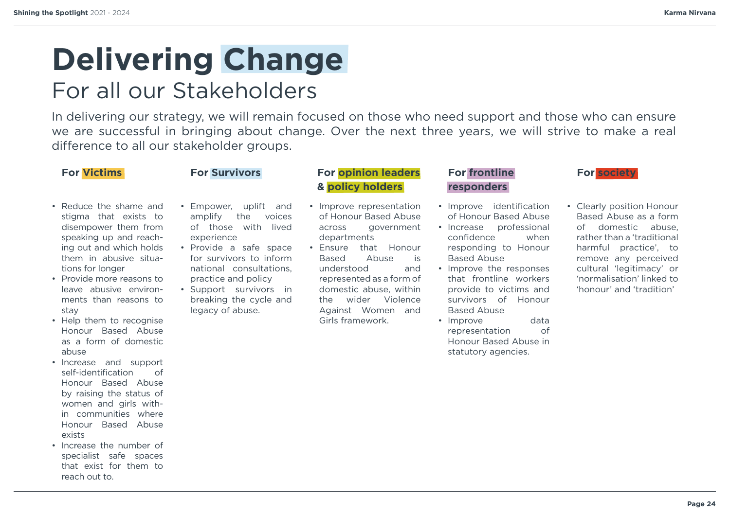# Delivering Change

## For all our Stakeholders

In delivering our strategy, we will remain focused on those who need support and those who can ensure we are successful in bringing about change. Over the next three years, we will strive to make a real difference to all our stakeholder groups.

### For Victims

- Reduce the shame and stigma that exists to disempower them from speaking up and reaching out and which holds them in abusive situations for longer
- Provide more reasons to leave abusive environments than reasons to stay
- Help them to recognise Honour Based Abuse as a form of domestic abuse
- Increase and support self-identification of Honour Based Abuse by raising the status of women and girls within communities where Honour Based Abuse exists
- Increase the number of specialist safe spaces that exist for them to reach out to.

### For Survivors

- Empower, uplift and amplify the voices of those with lived experience
- Provide a safe space for survivors to inform national consultations, practice and policy
- Support survivors in breaking the cycle and legacy of abuse.

### For opinion leaders & policy holders

- Improve representation of Honour Based Abuse across government departments
- Ensure that Honour Based Abuse is understood and represented as a form of domestic abuse, within the wider Violence Against Women and Girls framework.

### For frontline responders

- Improve identification of Honour Based Abuse
- Increase professional confidence when responding to Honour Based Abuse
- Improve the responses that frontline workers provide to victims and survivors of Honour Based Abuse
- Improve data representation of Honour Based Abuse in statutory agencies.

### For society

- Clearly position Honour Based Abuse as a form of domestic abuse, rather than a 'traditional harmful practice', to remove any perceived cultural 'legitimacy' or 'normalisation' linked to 'honour' and 'tradition'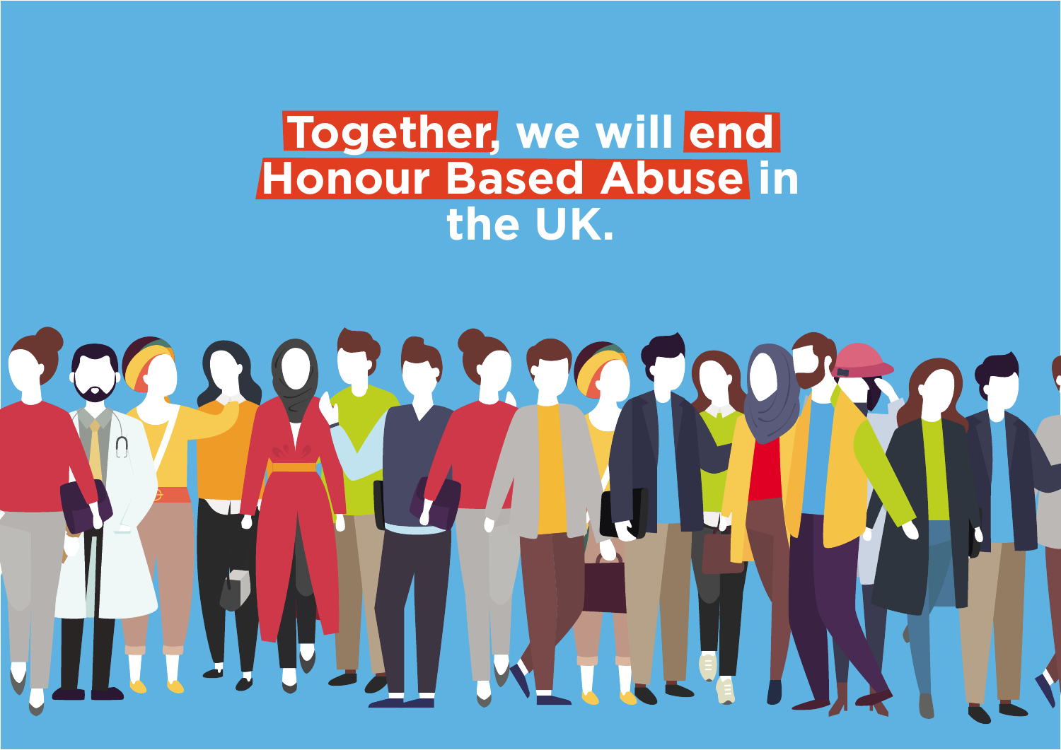**Together, we will end Honour Based Abuse in the UK.**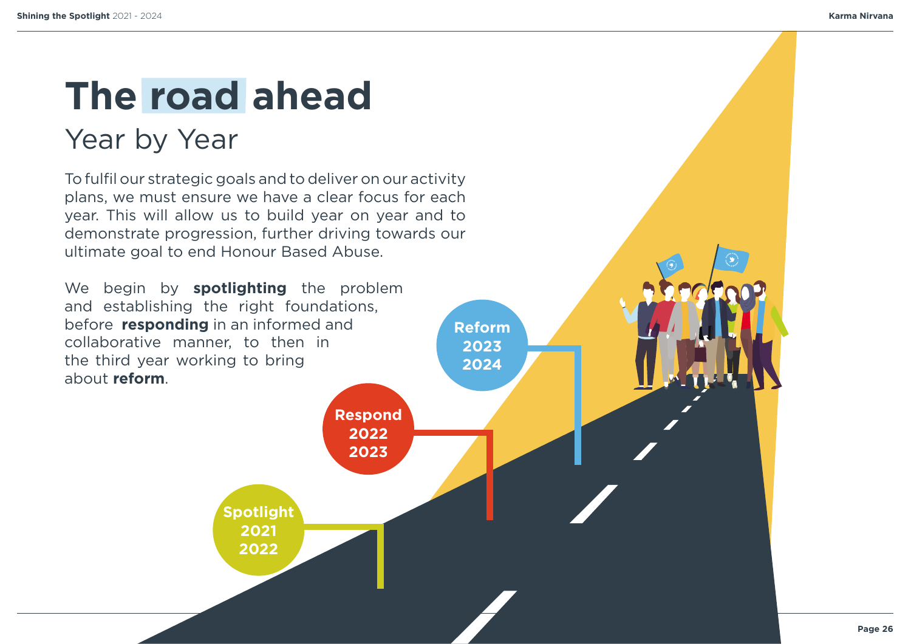# The road ahead

## Year by Year

To fulfil our strategic goals and to deliver on our activity plans, we must ensure we have a clear focus for each year. This will allow us to build year on year and to demonstrate progression, further driving towards our ultimate goal to end Honour Based Abuse.

We begin by **spotlighting** the problem and establishing the right foundations, before **responding** in an informed and collaborative manner, to then in the third year working to bring about **reform**.

**Spotlight**
**2021**
**2022**

**Respond**
**2022**
**2023**

**Reform**
**2023**
**2024**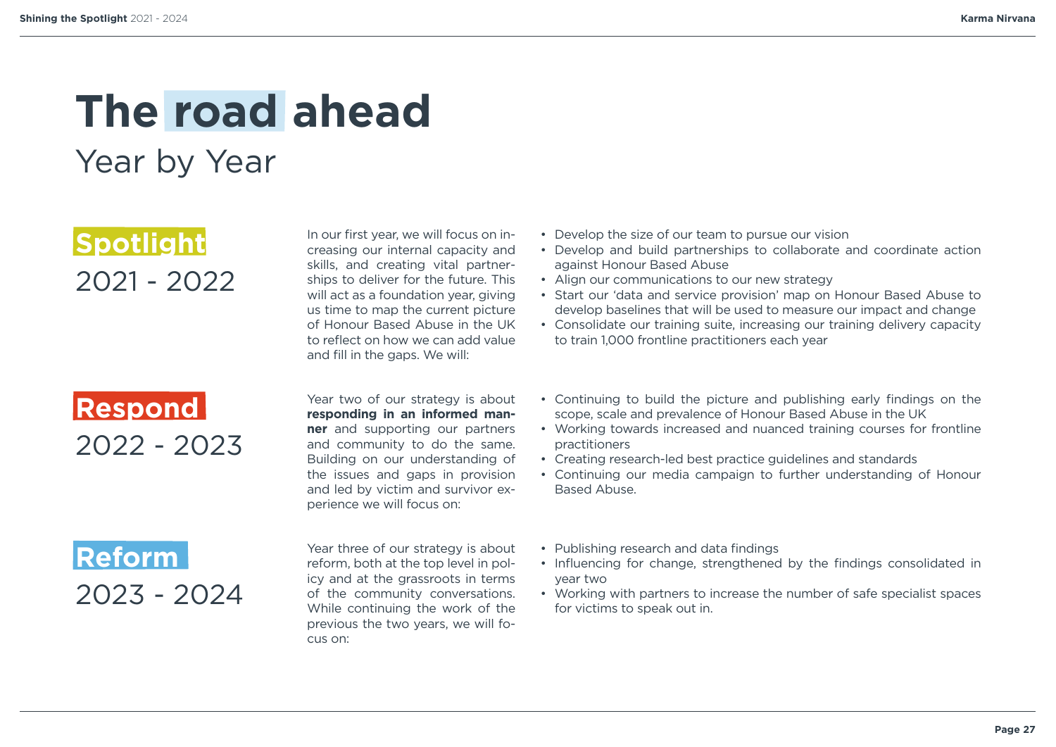# The road ahead

## Year by Year

### Spotlight
### 2021 - 2022

In our first year, we will focus on increasing our internal capacity and skills, and creating vital partnerships to deliver for the future. This will act as a foundation year, giving us time to map the current picture of Honour Based Abuse in the UK to reflect on how we can add value and fill in the gaps. We will:

- Develop the size of our team to pursue our vision
- Develop and build partnerships to collaborate and coordinate action against Honour Based Abuse
- Align our communications to our new strategy
- Start our 'data and service provision' map on Honour Based Abuse to develop baselines that will be used to measure our impact and change
- Consolidate our training suite, increasing our training delivery capacity to train 1,000 frontline practitioners each year

### Respond
### 2022 - 2023

Year two of our strategy is about **responding in an informed manner** and supporting our partners and community to do the same. Building on our understanding of the issues and gaps in provision and led by victim and survivor experience we will focus on:

- Continuing to build the picture and publishing early findings on the scope, scale and prevalence of Honour Based Abuse in the UK
- Working towards increased and nuanced training courses for frontline practitioners
- Creating research-led best practice guidelines and standards
- Continuing our media campaign to further understanding of Honour Based Abuse.

### Reform
### 2023 - 2024

Year three of our strategy is about reform, both at the top level in policy and at the grassroots in terms of the community conversations. While continuing the work of the previous the two years, we will focus on:

- Publishing research and data findings
- Influencing for change, strengthened by the findings consolidated in year two
- Working with partners to increase the number of safe specialist spaces for victims to speak out in.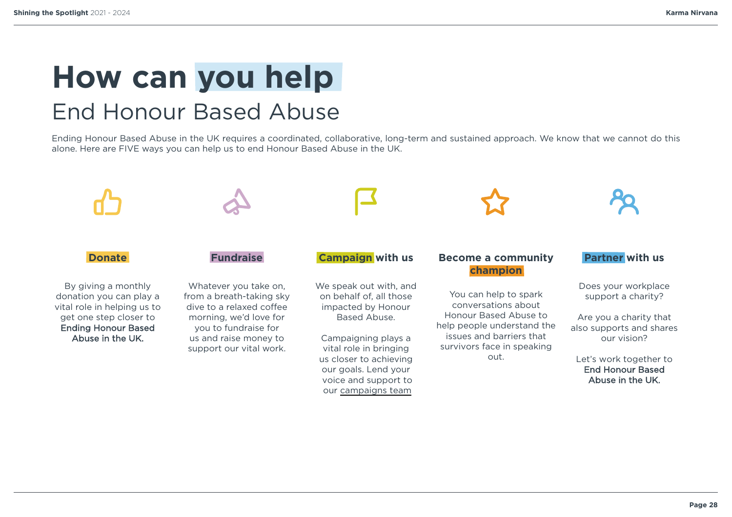# How can you help

## End Honour Based Abuse

Ending Honour Based Abuse in the UK requires a coordinated, collaborative, long-term and sustained approach. We know that we cannot do this alone. Here are FIVE ways you can help us to end Honour Based Abuse in the UK.

### Donate

By giving a monthly donation you can play a vital role in helping us to get one step closer to **Ending Honour Based Abuse in the UK.**

### Fundraise

Whatever you take on, from a breath-taking sky dive to a relaxed coffee morning, we'd love for you to fundraise for us and raise money to support our vital work.

### Campaign with us

We speak out with, and on behalf of, all those impacted by Honour Based Abuse.

Campaigning plays a vital role in bringing us closer to achieving our goals. Lend your voice and support to our campaigns team

### Become a community champion

You can help to spark conversations about Honour Based Abuse to help people understand the issues and barriers that survivors face in speaking out.

### Partner with us

Does your workplace support a charity?

Are you a charity that also supports and shares our vision?

Let's work together to **End Honour Based Abuse in the UK.**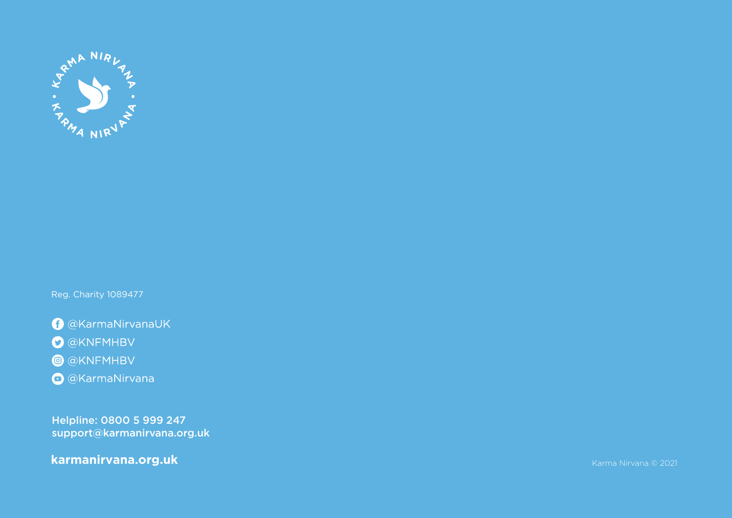Reg. Charity 1089477

@KarmaNirvanaUK

@KNFMHBV

@KNFMHBV

@KarmaNirvana

**Helpline: 0800 5 999 247**
**support@karmanirvana.org.uk**

**karmanirvana.org.uk**

Karma Nirvana © 2021